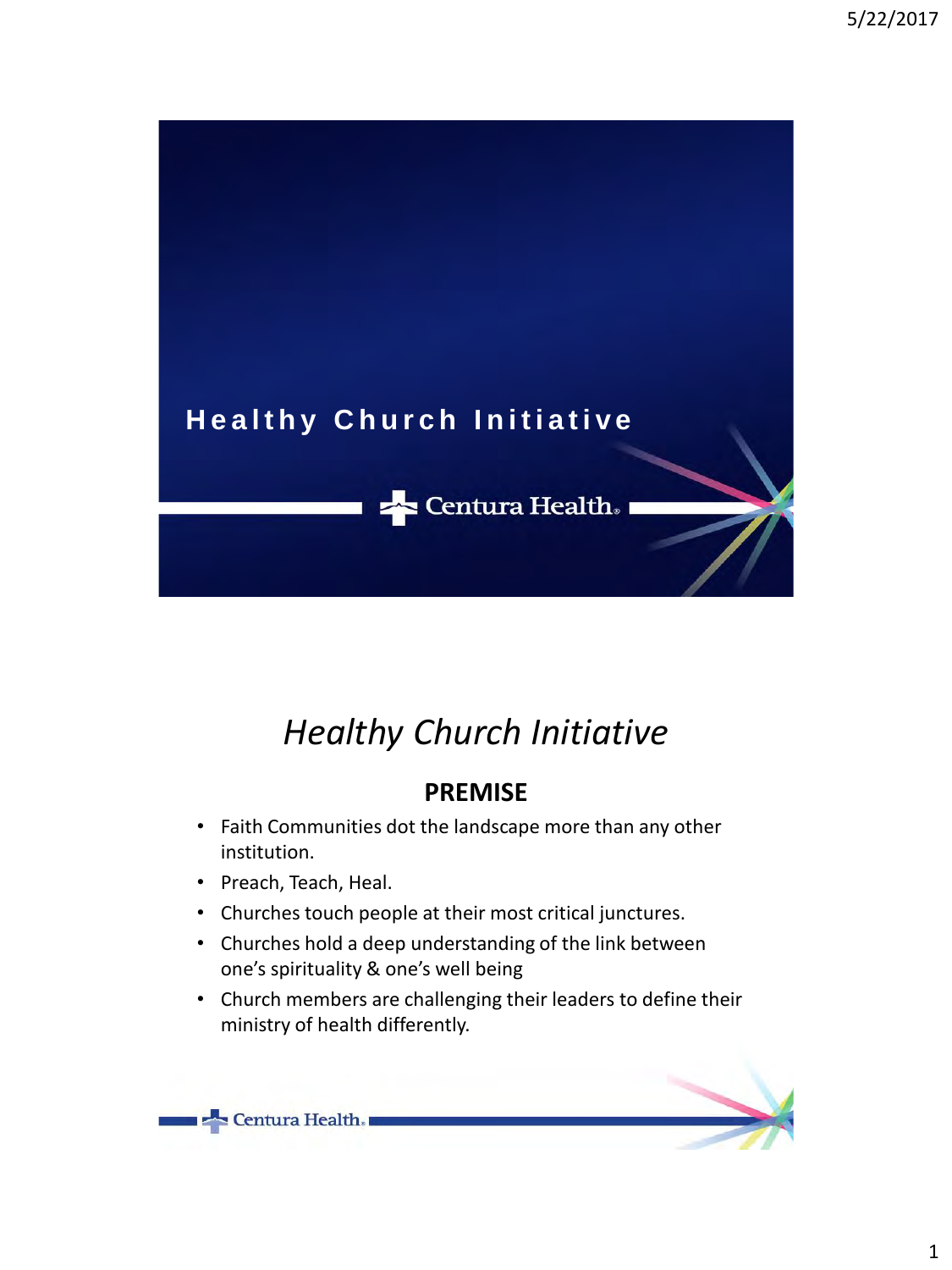# Healthy Church Initiative

Centura Health.

## *Healthy Church Initiative*

### PREMISE

- Faith Communities dot the landscape more than any other institution.
- Preach, Teach, Heal.
- Churches touch people at their most critical junctures.
- Churches hold a deep understanding of the link between one's spirituality & one's well being
- Church members are challenging their leaders to define their ministry of health differently.

Centura Health.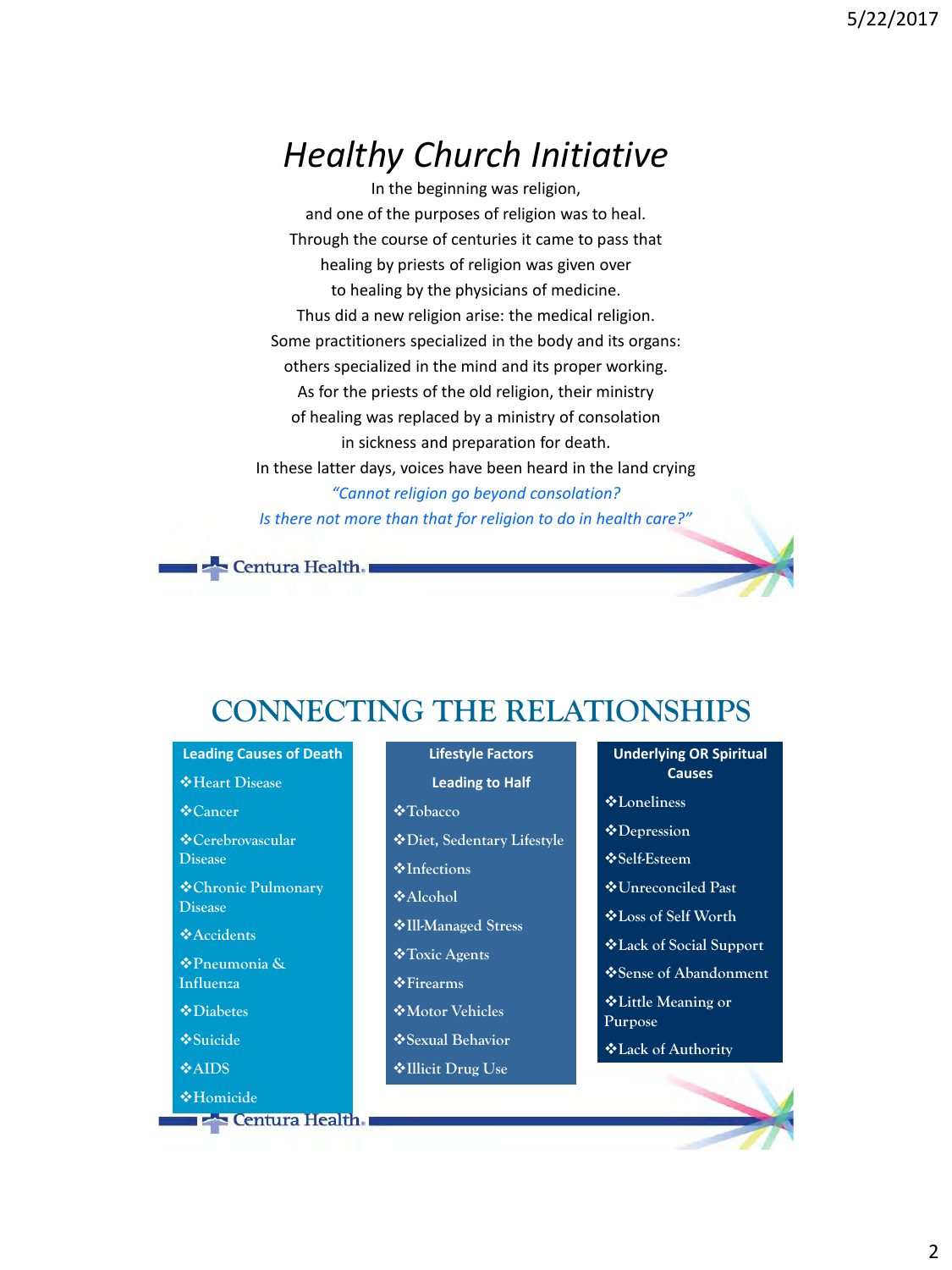# *Healthy Church Initiative*

In the beginning was religion,
and one of the purposes of religion was to heal.
Through the course of centuries it came to pass that
healing by priests of religion was given over
to healing by the physicians of medicine.
Thus did a new religion arise: the medical religion.
Some practitioners specialized in the body and its organs:
others specialized in the mind and its proper working.
As for the priests of the old religion, their ministry
of healing was replaced by a ministry of consolation
in sickness and preparation for death.
In these latter days, voices have been heard in the land crying
*"Cannot religion go beyond consolation?*
*Is there not more than that for religion to do in health care?"*

Centura Health.

# CONNECTING THE RELATIONSHIPS

| Leading Causes of Death | Lifestyle Factors Leading to Half | Underlying OR Spiritual Causes |
|---|---|---|
| ❖Heart Disease | ❖Tobacco | ❖Loneliness |
| ❖Cancer | ❖Diet, Sedentary Lifestyle | ❖Depression |
| ❖Cerebrovascular Disease | ❖Infections | ❖Self-Esteem |
| ❖Chronic Pulmonary Disease | ❖Alcohol | ❖Unreconciled Past |
| ❖Accidents | ❖Ill-Managed Stress | ❖Loss of Self Worth |
| ❖Pneumonia & Influenza | ❖Toxic Agents | ❖Lack of Social Support |
| ❖Diabetes | ❖Firearms | ❖Sense of Abandonment |
| ❖Suicide | ❖Motor Vehicles | ❖Little Meaning or Purpose |
| ❖AIDS | ❖Sexual Behavior | ❖Lack of Authority |
| ❖Homicide | ❖Illicit Drug Use | |

Centura Health.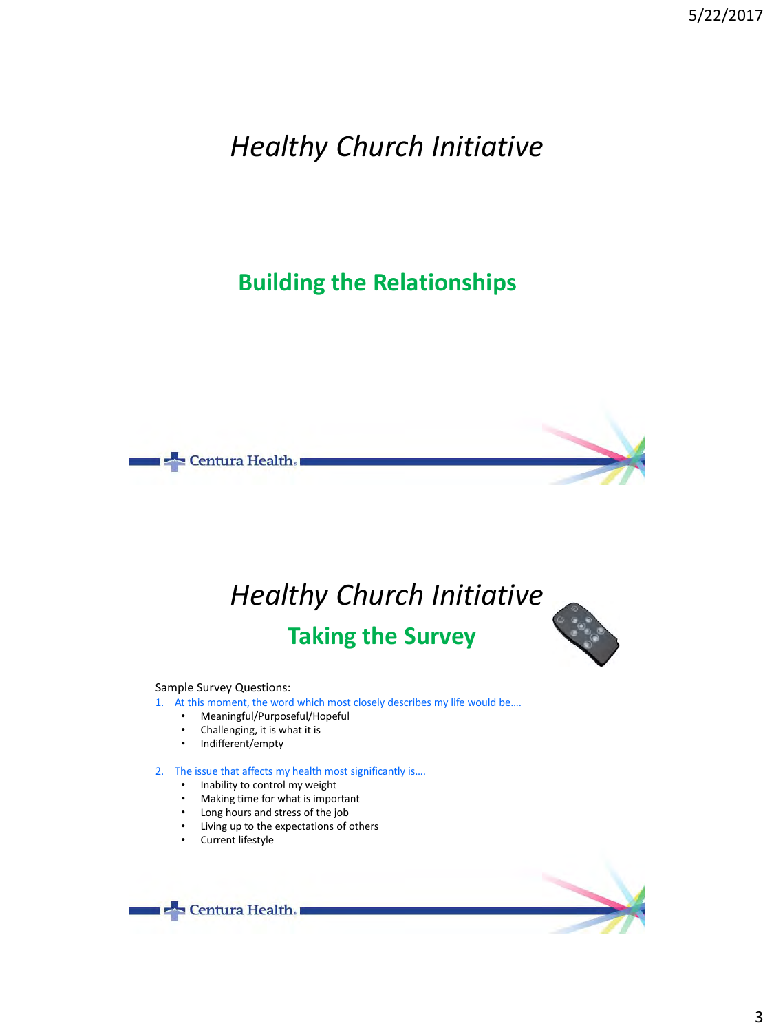# *Healthy Church Initiative*

## Building the Relationships

# *Healthy Church Initiative*

## Taking the Survey

Sample Survey Questions:

1. At this moment, the word which most closely describes my life would be….
   - Meaningful/Purposeful/Hopeful
   - Challenging, it is what it is
   - Indifferent/empty

2. The issue that affects my health most significantly is….
   - Inability to control my weight
   - Making time for what is important
   - Long hours and stress of the job
   - Living up to the expectations of others
   - Current lifestyle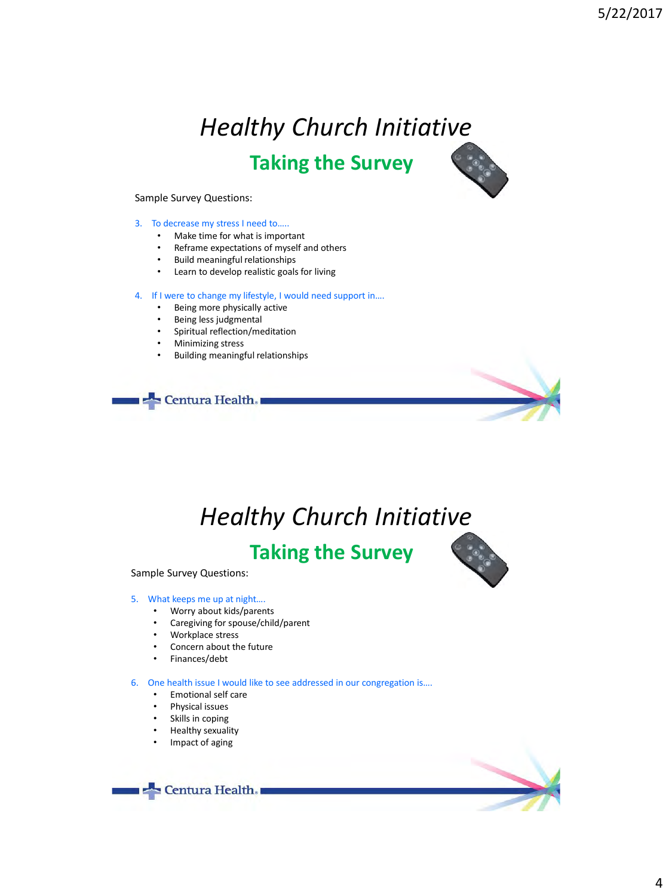# *Healthy Church Initiative*

## Taking the Survey

Sample Survey Questions:

3. To decrease my stress I need to…..
   - Make time for what is important
   - Reframe expectations of myself and others
   - Build meaningful relationships
   - Learn to develop realistic goals for living

4. If I were to change my lifestyle, I would need support in….
   - Being more physically active
   - Being less judgmental
   - Spiritual reflection/meditation
   - Minimizing stress
   - Building meaningful relationships

Centura Health.

# *Healthy Church Initiative*

## Taking the Survey

Sample Survey Questions:

5. What keeps me up at night….
   - Worry about kids/parents
   - Caregiving for spouse/child/parent
   - Workplace stress
   - Concern about the future
   - Finances/debt

6. One health issue I would like to see addressed in our congregation is….
   - Emotional self care
   - Physical issues
   - Skills in coping
   - Healthy sexuality
   - Impact of aging

Centura Health.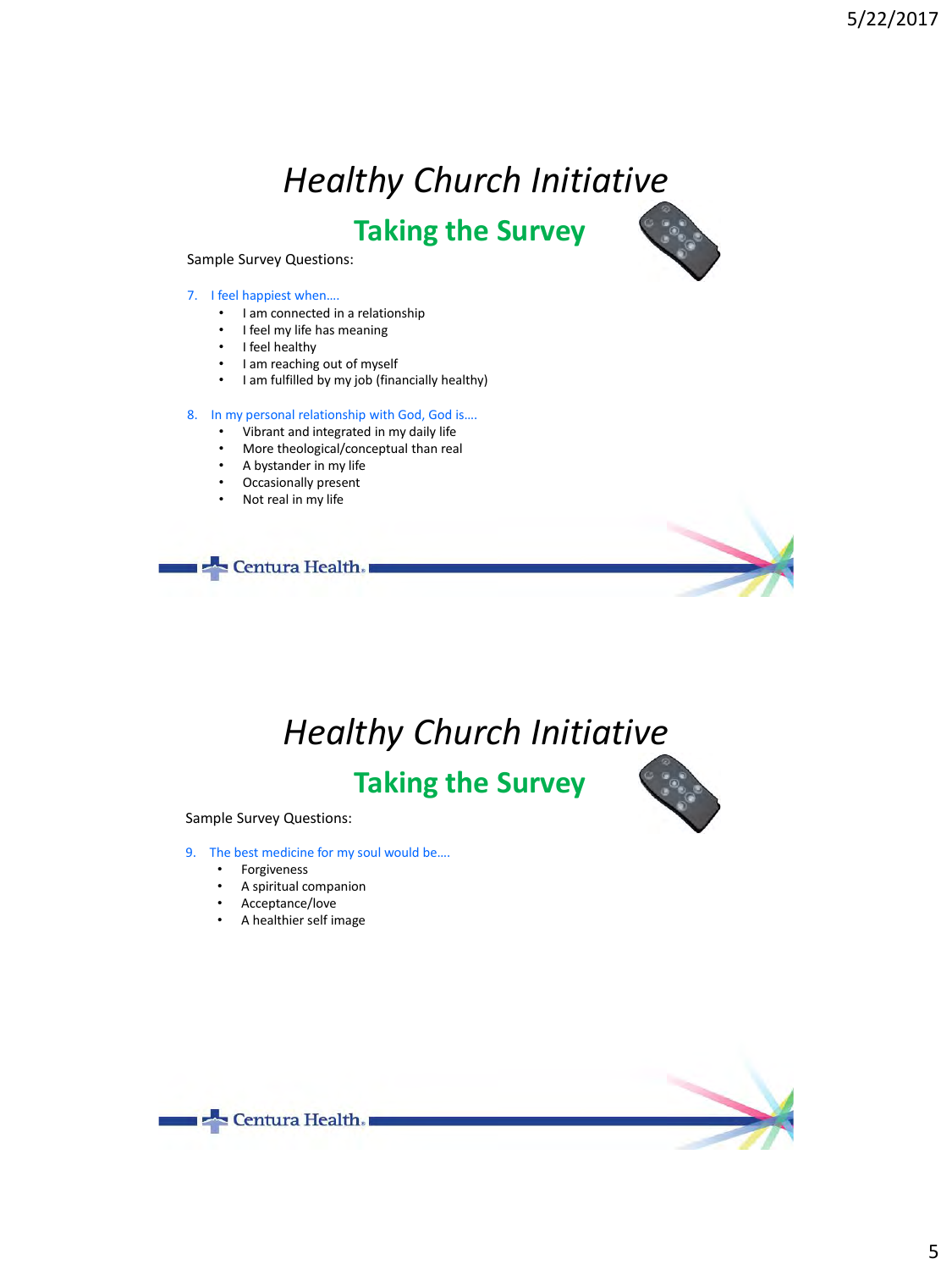# *Healthy Church Initiative*

## Taking the Survey

Sample Survey Questions:

7. I feel happiest when….
   - I am connected in a relationship
   - I feel my life has meaning
   - I feel healthy
   - I am reaching out of myself
   - I am fulfilled by my job (financially healthy)

8. In my personal relationship with God, God is….
   - Vibrant and integrated in my daily life
   - More theological/conceptual than real
   - A bystander in my life
   - Occasionally present
   - Not real in my life

Centura Health.

# *Healthy Church Initiative*

## Taking the Survey

Sample Survey Questions:

9. The best medicine for my soul would be….
   - Forgiveness
   - A spiritual companion
   - Acceptance/love
   - A healthier self image

Centura Health.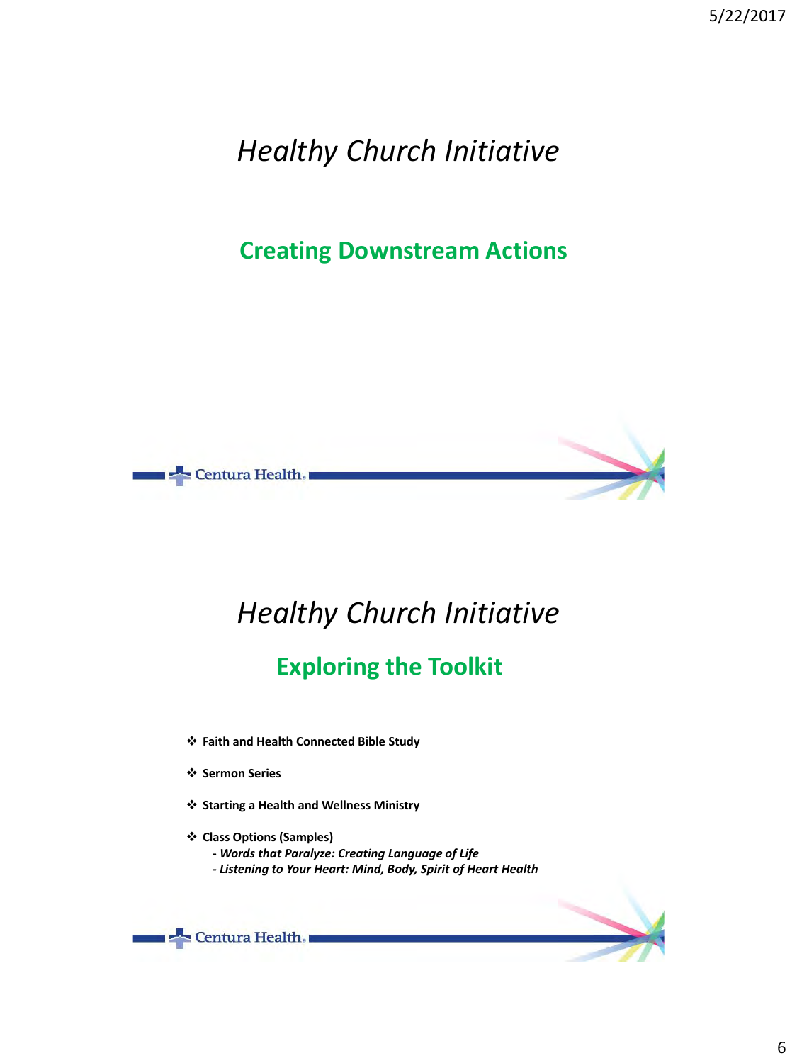# *Healthy Church Initiative*

## Creating Downstream Actions

# *Healthy Church Initiative*

## Exploring the Toolkit

- **Faith and Health Connected Bible Study**
- **Sermon Series**
- **Starting a Health and Wellness Ministry**
- **Class Options (Samples)**
  - ***- Words that Paralyze: Creating Language of Life***
  - ***- Listening to Your Heart: Mind, Body, Spirit of Heart Health***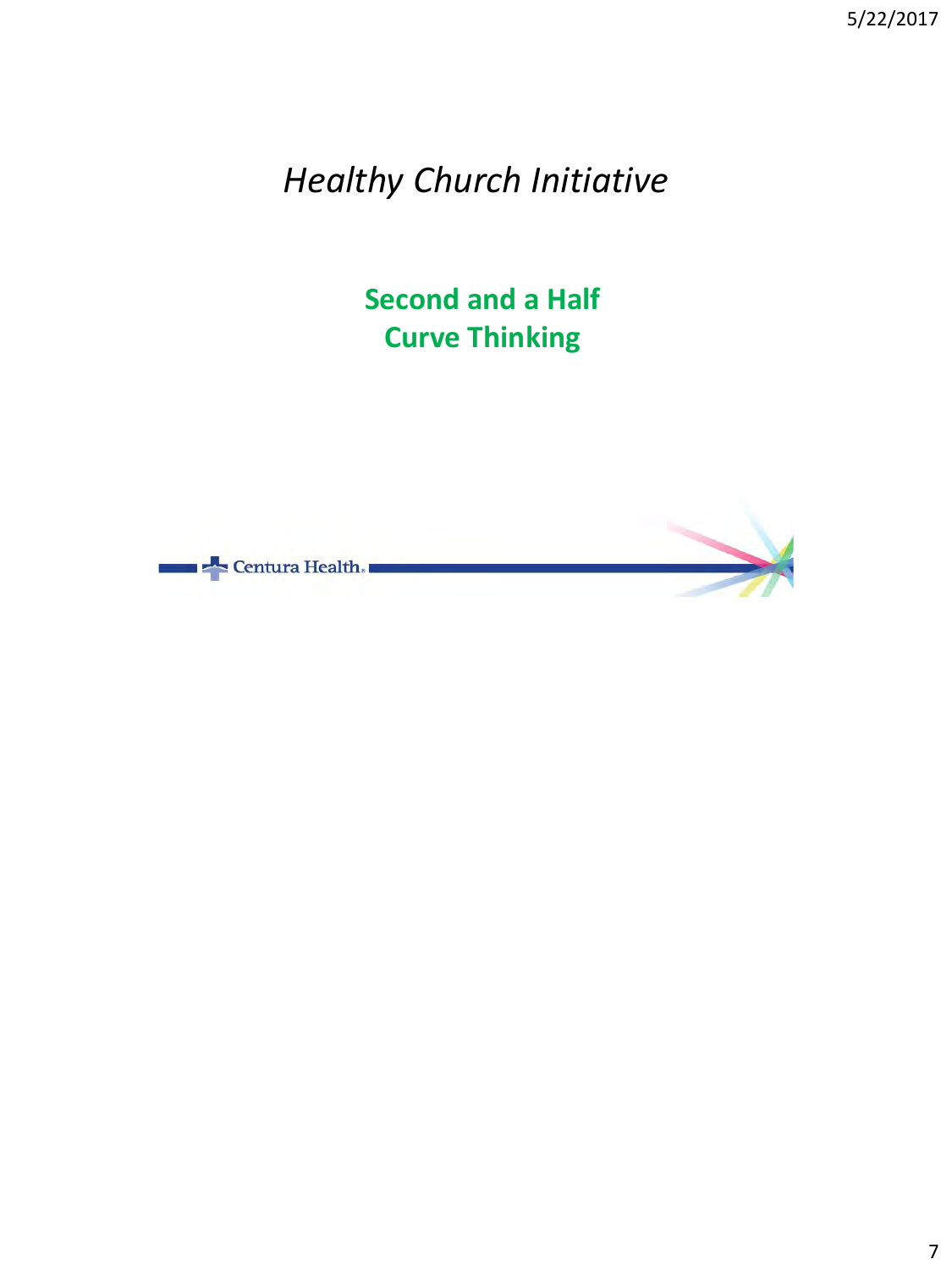# *Healthy Church Initiative*

**Second and a Half Curve Thinking**

Centura Health.